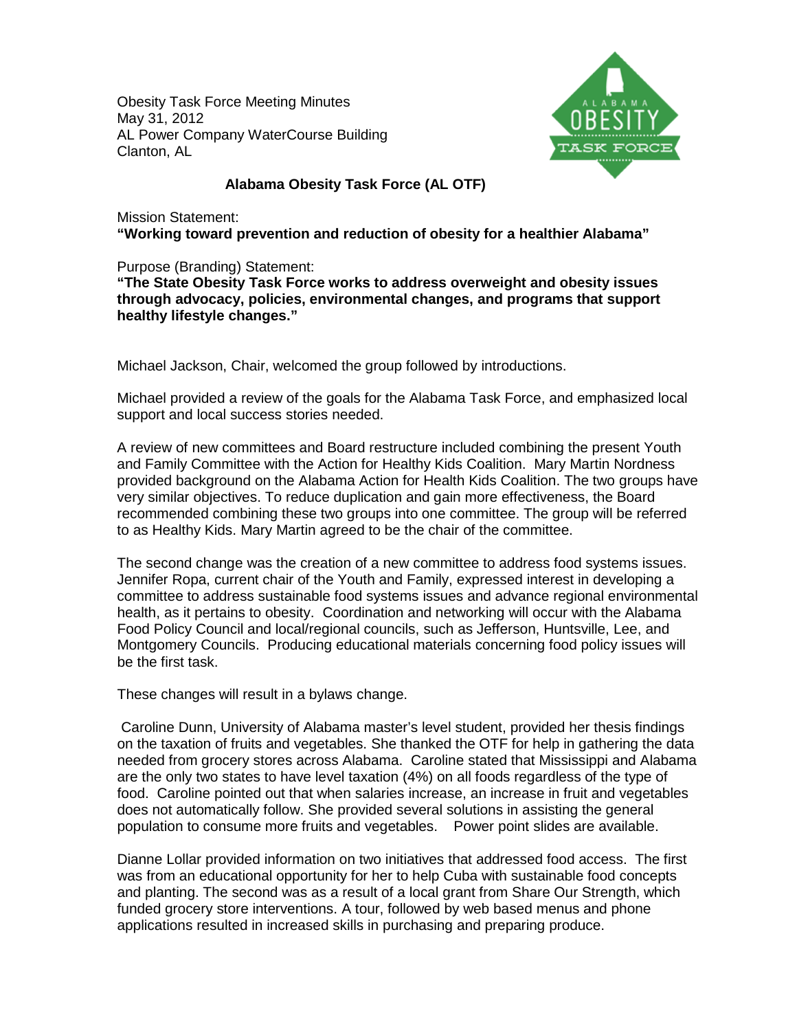Obesity Task Force Meeting Minutes
May 31, 2012
AL Power Company WaterCourse Building
Clanton, AL

**Alabama Obesity Task Force (AL OTF)**

Mission Statement:
**"Working toward prevention and reduction of obesity for a healthier Alabama"**

Purpose (Branding) Statement:
**"The State Obesity Task Force works to address overweight and obesity issues through advocacy, policies, environmental changes, and programs that support healthy lifestyle changes."**

Michael Jackson, Chair, welcomed the group followed by introductions.

Michael provided a review of the goals for the Alabama Task Force, and emphasized local support and local success stories needed.

A review of new committees and Board restructure included combining the present Youth and Family Committee with the Action for Healthy Kids Coalition. Mary Martin Nordness provided background on the Alabama Action for Health Kids Coalition. The two groups have very similar objectives. To reduce duplication and gain more effectiveness, the Board recommended combining these two groups into one committee. The group will be referred to as Healthy Kids. Mary Martin agreed to be the chair of the committee.

The second change was the creation of a new committee to address food systems issues. Jennifer Ropa, current chair of the Youth and Family, expressed interest in developing a committee to address sustainable food systems issues and advance regional environmental health, as it pertains to obesity. Coordination and networking will occur with the Alabama Food Policy Council and local/regional councils, such as Jefferson, Huntsville, Lee, and Montgomery Councils. Producing educational materials concerning food policy issues will be the first task.

These changes will result in a bylaws change.

Caroline Dunn, University of Alabama master's level student, provided her thesis findings on the taxation of fruits and vegetables. She thanked the OTF for help in gathering the data needed from grocery stores across Alabama. Caroline stated that Mississippi and Alabama are the only two states to have level taxation (4%) on all foods regardless of the type of food. Caroline pointed out that when salaries increase, an increase in fruit and vegetables does not automatically follow. She provided several solutions in assisting the general population to consume more fruits and vegetables. Power point slides are available.

Dianne Lollar provided information on two initiatives that addressed food access. The first was from an educational opportunity for her to help Cuba with sustainable food concepts and planting. The second was as a result of a local grant from Share Our Strength, which funded grocery store interventions. A tour, followed by web based menus and phone applications resulted in increased skills in purchasing and preparing produce.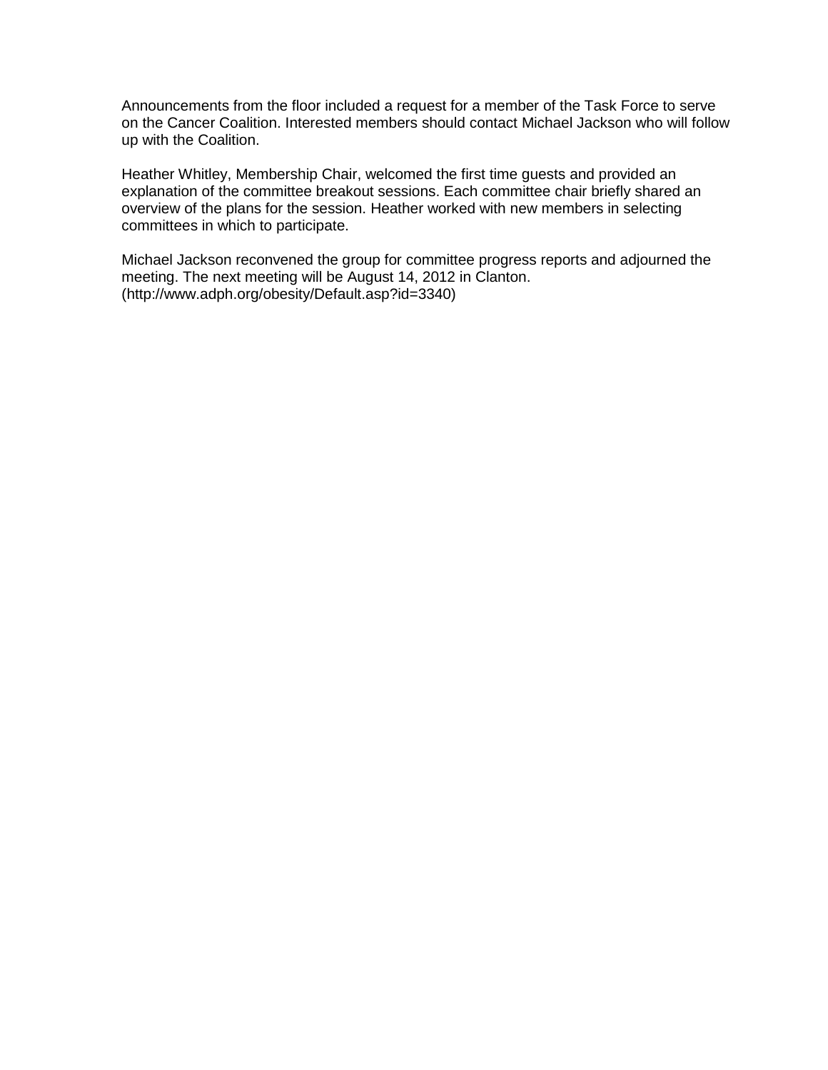Announcements from the floor included a request for a member of the Task Force to serve on the Cancer Coalition. Interested members should contact Michael Jackson who will follow up with the Coalition.

Heather Whitley, Membership Chair, welcomed the first time guests and provided an explanation of the committee breakout sessions. Each committee chair briefly shared an overview of the plans for the session. Heather worked with new members in selecting committees in which to participate.

Michael Jackson reconvened the group for committee progress reports and adjourned the meeting. The next meeting will be August 14, 2012 in Clanton. (http://www.adph.org/obesity/Default.asp?id=3340)